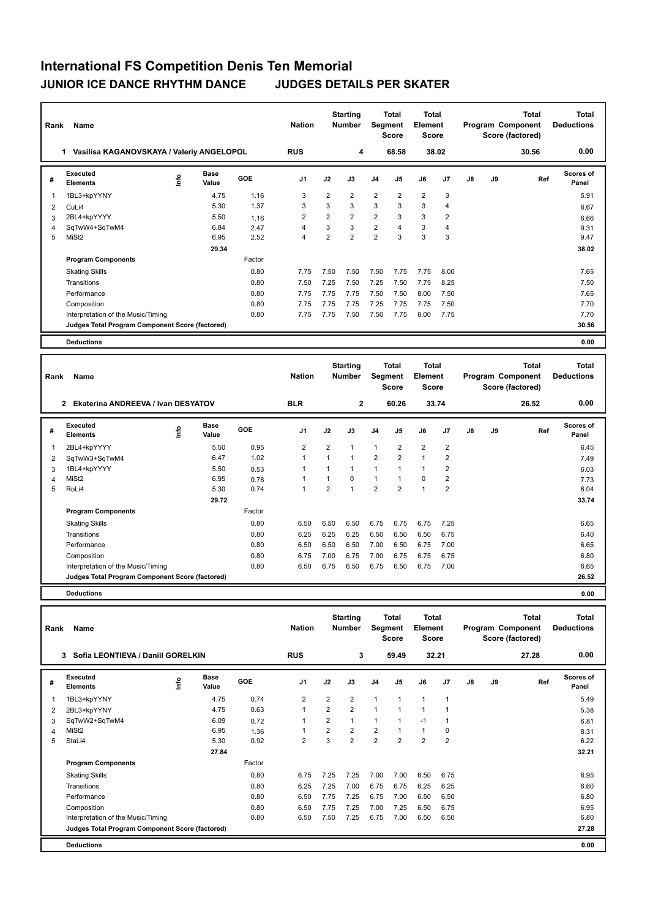# International FS Competition Denis Ten Memorial

## JUNIOR ICE DANCE RHYTHM DANCE JUDGES DETAILS PER SKATER

| Rank | Name | Nation | Starting Number | Total Segment Score | Total Element Score | Total Program Component Score (factored) | Total Deductions |
|---|---|---|---|---|---|---|---|
| 1 | Vasilisa KAGANOVSKAYA / Valeriy ANGELOPOL | RUS | 4 | 68.58 | 38.02 | 30.56 | 0.00 |

| # | Executed Elements | Info | Base Value | GOE | J1 | J2 | J3 | J4 | J5 | J6 | J7 | J8 | J9 | Ref | Scores of Panel |
|---|---|---|---|---|---|---|---|---|---|---|---|---|---|---|---|
| 1 | 1BL3+kpYYNY | | 4.75 | 1.16 | 3 | 2 | 2 | 2 | 2 | 2 | 3 | | | | 5.91 |
| 2 | CuLi4 | | 5.30 | 1.37 | 3 | 3 | 3 | 3 | 3 | 3 | 4 | | | | 6.67 |
| 3 | 2BL4+kpYYYY | | 5.50 | 1.16 | 2 | 2 | 2 | 2 | 3 | 3 | 2 | | | | 6.66 |
| 4 | SqTwW4+SqTwM4 | | 6.84 | 2.47 | 4 | 3 | 3 | 2 | 4 | 3 | 4 | | | | 9.31 |
| 5 | MiSt2 | | 6.95 | 2.52 | 4 | 2 | 2 | 2 | 3 | 3 | 3 | | | | 9.47 |
| | | | 29.34 | | | | | | | | | | | | 38.02 |
| | **Program Components** | | | Factor | | | | | | | | | | | |
| | Skating Skills | | | 0.80 | 7.75 | 7.50 | 7.50 | 7.50 | 7.75 | 7.75 | 8.00 | | | | 7.65 |
| | Transitions | | | 0.80 | 7.50 | 7.25 | 7.50 | 7.25 | 7.50 | 7.75 | 8.25 | | | | 7.50 |
| | Performance | | | 0.80 | 7.75 | 7.75 | 7.75 | 7.50 | 7.50 | 8.00 | 7.50 | | | | 7.65 |
| | Composition | | | 0.80 | 7.75 | 7.75 | 7.75 | 7.25 | 7.75 | 7.75 | 7.50 | | | | 7.70 |
| | Interpretation of the Music/Timing | | | 0.80 | 7.75 | 7.75 | 7.50 | 7.50 | 7.75 | 8.00 | 7.75 | | | | 7.70 |
| | **Judges Total Program Component Score (factored)** | | | | | | | | | | | | | | 30.56 |
| | **Deductions** | | | | | | | | | | | | | | 0.00 |

| Rank | Name | Nation | Starting Number | Total Segment Score | Total Element Score | Total Program Component Score (factored) | Total Deductions |
|---|---|---|---|---|---|---|---|
| 2 | Ekaterina ANDREEVA / Ivan DESYATOV | BLR | 2 | 60.26 | 33.74 | 26.52 | 0.00 |

| # | Executed Elements | Info | Base Value | GOE | J1 | J2 | J3 | J4 | J5 | J6 | J7 | J8 | J9 | Ref | Scores of Panel |
|---|---|---|---|---|---|---|---|---|---|---|---|---|---|---|---|
| 1 | 2BL4+kpYYYY | | 5.50 | 0.95 | 2 | 2 | 1 | 1 | 2 | 2 | 2 | | | | 6.45 |
| 2 | SqTwW3+SqTwM4 | | 6.47 | 1.02 | 1 | 1 | 1 | 2 | 2 | 1 | 2 | | | | 7.49 |
| 3 | 1BL4+kpYYYY | | 5.50 | 0.53 | 1 | 1 | 1 | 1 | 1 | 1 | 2 | | | | 6.03 |
| 4 | MiSt2 | | 6.95 | 0.78 | 1 | 1 | 0 | 1 | 1 | 0 | 2 | | | | 7.73 |
| 5 | RoLi4 | | 5.30 | 0.74 | 1 | 2 | 1 | 2 | 2 | 1 | 2 | | | | 6.04 |
| | | | 29.72 | | | | | | | | | | | | 33.74 |
| | **Program Components** | | | Factor | | | | | | | | | | | |
| | Skating Skills | | | 0.80 | 6.50 | 6.50 | 6.50 | 6.75 | 6.75 | 6.75 | 7.25 | | | | 6.65 |
| | Transitions | | | 0.80 | 6.25 | 6.25 | 6.25 | 6.50 | 6.50 | 6.50 | 6.75 | | | | 6.40 |
| | Performance | | | 0.80 | 6.50 | 6.50 | 6.50 | 7.00 | 6.50 | 6.75 | 7.00 | | | | 6.65 |
| | Composition | | | 0.80 | 6.75 | 7.00 | 6.75 | 7.00 | 6.75 | 6.75 | 6.75 | | | | 6.80 |
| | Interpretation of the Music/Timing | | | 0.80 | 6.50 | 6.75 | 6.50 | 6.75 | 6.50 | 6.75 | 7.00 | | | | 6.65 |
| | **Judges Total Program Component Score (factored)** | | | | | | | | | | | | | | 26.52 |
| | **Deductions** | | | | | | | | | | | | | | 0.00 |

| Rank | Name | Nation | Starting Number | Total Segment Score | Total Element Score | Total Program Component Score (factored) | Total Deductions |
|---|---|---|---|---|---|---|---|
| 3 | Sofia LEONTIEVA / Daniil GORELKIN | RUS | 3 | 59.49 | 32.21 | 27.28 | 0.00 |

| # | Executed Elements | Info | Base Value | GOE | J1 | J2 | J3 | J4 | J5 | J6 | J7 | J8 | J9 | Ref | Scores of Panel |
|---|---|---|---|---|---|---|---|---|---|---|---|---|---|---|---|
| 1 | 1BL3+kpYYNY | | 4.75 | 0.74 | 2 | 2 | 2 | 1 | 1 | 1 | 1 | | | | 5.49 |
| 2 | 2BL3+kpYYNY | | 4.75 | 0.63 | 1 | 2 | 2 | 1 | 1 | 1 | 1 | | | | 5.38 |
| 3 | SqTwW2+SqTwM4 | | 6.09 | 0.72 | 1 | 2 | 1 | 1 | 1 | -1 | 1 | | | | 6.81 |
| 4 | MiSt2 | | 6.95 | 1.36 | 1 | 2 | 2 | 2 | 1 | 1 | 0 | | | | 8.31 |
| 5 | StaLi4 | | 5.30 | 0.92 | 2 | 3 | 2 | 2 | 2 | 2 | 2 | | | | 6.22 |
| | | | 27.84 | | | | | | | | | | | | 32.21 |
| | **Program Components** | | | Factor | | | | | | | | | | | |
| | Skating Skills | | | 0.80 | 6.75 | 7.25 | 7.25 | 7.00 | 7.00 | 6.50 | 6.75 | | | | 6.95 |
| | Transitions | | | 0.80 | 6.25 | 7.25 | 7.00 | 6.75 | 6.75 | 6.25 | 6.25 | | | | 6.60 |
| | Performance | | | 0.80 | 6.50 | 7.75 | 7.25 | 6.75 | 7.00 | 6.50 | 6.50 | | | | 6.80 |
| | Composition | | | 0.80 | 6.50 | 7.75 | 7.25 | 7.00 | 7.25 | 6.50 | 6.75 | | | | 6.95 |
| | Interpretation of the Music/Timing | | | 0.80 | 6.50 | 7.50 | 7.25 | 6.75 | 7.00 | 6.50 | 6.50 | | | | 6.80 |
| | **Judges Total Program Component Score (factored)** | | | | | | | | | | | | | | 27.28 |
| | **Deductions** | | | | | | | | | | | | | | 0.00 |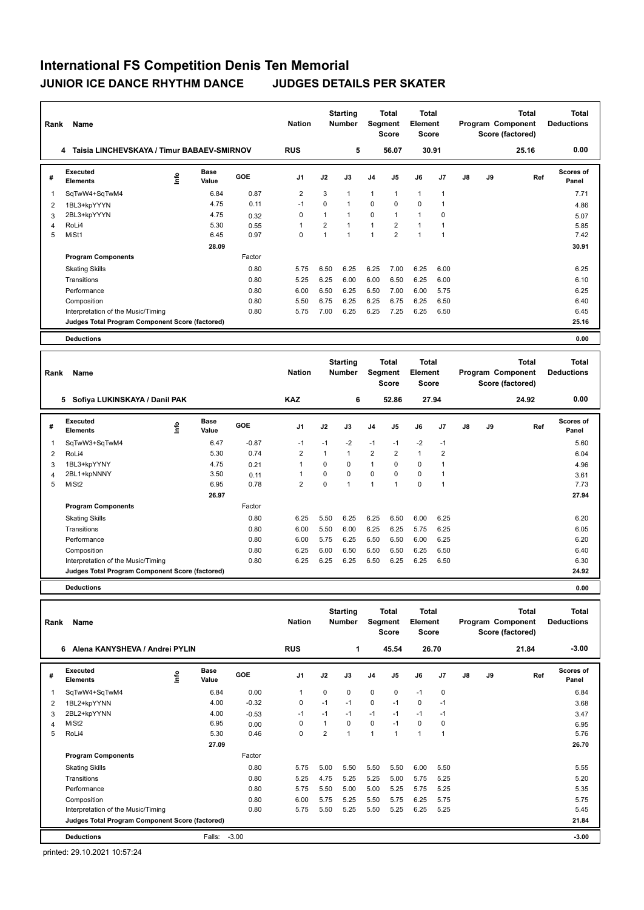# International FS Competition Denis Ten Memorial

## JUNIOR ICE DANCE RHYTHM DANCE JUDGES DETAILS PER SKATER

| Rank | Name | Nation | Starting Number | Total Segment Score | Total Element Score | Total Program Component Score (factored) | Total Deductions |
|---|---|---|---|---|---|---|---|
| 4 | Taisia LINCHEVSKAYA / Timur BABAEV-SMIRNOV | RUS | 5 | 56.07 | 30.91 | 25.16 | 0.00 |

| # | Executed Elements | Info | Base Value | GOE | J1 | J2 | J3 | J4 | J5 | J6 | J7 | J8 | J9 | Ref | Scores of Panel |
|---|---|---|---|---|---|---|---|---|---|---|---|---|---|---|---|
| 1 | SqTwW4+SqTwM4 | | 6.84 | 0.87 | 2 | 3 | 1 | 1 | 1 | 1 | 1 | | | | 7.71 |
| 2 | 1BL3+kpYYYN | | 4.75 | 0.11 | -1 | 0 | 1 | 0 | 0 | 0 | 1 | | | | 4.86 |
| 3 | 2BL3+kpYYYN | | 4.75 | 0.32 | 0 | 1 | 1 | 0 | 1 | 1 | 0 | | | | 5.07 |
| 4 | RoLi4 | | 5.30 | 0.55 | 1 | 2 | 1 | 1 | 2 | 1 | 1 | | | | 5.85 |
| 5 | MiSt1 | | 6.45 | 0.97 | 0 | 1 | 1 | 1 | 2 | 1 | 1 | | | | 7.42 |
| | | | 28.09 | | | | | | | | | | | | 30.91 |
| | **Program Components** | | | Factor | | | | | | | | | | | |
| | Skating Skills | | | 0.80 | 5.75 | 6.50 | 6.25 | 6.25 | 7.00 | 6.25 | 6.00 | | | | 6.25 |
| | Transitions | | | 0.80 | 5.25 | 6.25 | 6.00 | 6.00 | 6.50 | 6.25 | 6.00 | | | | 6.10 |
| | Performance | | | 0.80 | 6.00 | 6.50 | 6.25 | 6.50 | 7.00 | 6.00 | 5.75 | | | | 6.25 |
| | Composition | | | 0.80 | 5.50 | 6.75 | 6.25 | 6.25 | 6.75 | 6.25 | 6.50 | | | | 6.40 |
| | Interpretation of the Music/Timing | | | 0.80 | 5.75 | 7.00 | 6.25 | 6.25 | 7.25 | 6.25 | 6.50 | | | | 6.45 |
| | **Judges Total Program Component Score (factored)** | | | | | | | | | | | | | | 25.16 |
| | **Deductions** | | | | | | | | | | | | | | 0.00 |

| Rank | Name | Nation | Starting Number | Total Segment Score | Total Element Score | Total Program Component Score (factored) | Total Deductions |
|---|---|---|---|---|---|---|---|
| 5 | Sofiya LUKINSKAYA / Danil PAK | KAZ | 6 | 52.86 | 27.94 | 24.92 | 0.00 |

| # | Executed Elements | Info | Base Value | GOE | J1 | J2 | J3 | J4 | J5 | J6 | J7 | J8 | J9 | Ref | Scores of Panel |
|---|---|---|---|---|---|---|---|---|---|---|---|---|---|---|---|
| 1 | SqTwW3+SqTwM4 | | 6.47 | -0.87 | -1 | -1 | -2 | -1 | -1 | -2 | -1 | | | | 5.60 |
| 2 | RoLi4 | | 5.30 | 0.74 | 2 | 1 | 1 | 2 | 2 | 1 | 2 | | | | 6.04 |
| 3 | 1BL3+kpYYNY | | 4.75 | 0.21 | 1 | 0 | 0 | 1 | 0 | 0 | 1 | | | | 4.96 |
| 4 | 2BL1+kpNNNY | | 3.50 | 0.11 | 1 | 0 | 0 | 0 | 0 | 0 | 1 | | | | 3.61 |
| 5 | MiSt2 | | 6.95 | 0.78 | 2 | 0 | 1 | 1 | 1 | 0 | 1 | | | | 7.73 |
| | | | 26.97 | | | | | | | | | | | | 27.94 |
| | **Program Components** | | | Factor | | | | | | | | | | | |
| | Skating Skills | | | 0.80 | 6.25 | 5.50 | 6.25 | 6.25 | 6.50 | 6.00 | 6.25 | | | | 6.20 |
| | Transitions | | | 0.80 | 6.00 | 5.50 | 6.00 | 6.25 | 6.25 | 5.75 | 6.25 | | | | 6.05 |
| | Performance | | | 0.80 | 6.00 | 5.75 | 6.25 | 6.50 | 6.50 | 6.00 | 6.25 | | | | 6.20 |
| | Composition | | | 0.80 | 6.25 | 6.00 | 6.50 | 6.50 | 6.50 | 6.25 | 6.50 | | | | 6.40 |
| | Interpretation of the Music/Timing | | | 0.80 | 6.25 | 6.25 | 6.25 | 6.50 | 6.25 | 6.25 | 6.50 | | | | 6.30 |
| | **Judges Total Program Component Score (factored)** | | | | | | | | | | | | | | 24.92 |
| | **Deductions** | | | | | | | | | | | | | | 0.00 |

| Rank | Name | Nation | Starting Number | Total Segment Score | Total Element Score | Total Program Component Score (factored) | Total Deductions |
|---|---|---|---|---|---|---|---|
| 6 | Alena KANYSHEVA / Andrei PYLIN | RUS | 1 | 45.54 | 26.70 | 21.84 | -3.00 |

| # | Executed Elements | Info | Base Value | GOE | J1 | J2 | J3 | J4 | J5 | J6 | J7 | J8 | J9 | Ref | Scores of Panel |
|---|---|---|---|---|---|---|---|---|---|---|---|---|---|---|---|
| 1 | SqTwW4+SqTwM4 | | 6.84 | 0.00 | 1 | 0 | 0 | 0 | 0 | -1 | 0 | | | | 6.84 |
| 2 | 1BL2+kpYYNN | | 4.00 | -0.32 | 0 | -1 | -1 | 0 | -1 | 0 | -1 | | | | 3.68 |
| 3 | 2BL2+kpYYNN | | 4.00 | -0.53 | -1 | -1 | -1 | -1 | -1 | -1 | -1 | | | | 3.47 |
| 4 | MiSt2 | | 6.95 | 0.00 | 0 | 1 | 0 | 0 | -1 | 0 | 0 | | | | 6.95 |
| 5 | RoLi4 | | 5.30 | 0.46 | 0 | 2 | 1 | 1 | 1 | 1 | 1 | | | | 5.76 |
| | | | 27.09 | | | | | | | | | | | | 26.70 |
| | **Program Components** | | | Factor | | | | | | | | | | | |
| | Skating Skills | | | 0.80 | 5.75 | 5.00 | 5.50 | 5.50 | 5.50 | 6.00 | 5.50 | | | | 5.55 |
| | Transitions | | | 0.80 | 5.25 | 4.75 | 5.25 | 5.25 | 5.00 | 5.75 | 5.25 | | | | 5.20 |
| | Performance | | | 0.80 | 5.75 | 5.50 | 5.00 | 5.00 | 5.25 | 5.75 | 5.25 | | | | 5.35 |
| | Composition | | | 0.80 | 6.00 | 5.75 | 5.25 | 5.50 | 5.75 | 6.25 | 5.75 | | | | 5.75 |
| | Interpretation of the Music/Timing | | | 0.80 | 5.75 | 5.50 | 5.25 | 5.50 | 5.25 | 6.25 | 5.25 | | | | 5.45 |
| | **Judges Total Program Component Score (factored)** | | | | | | | | | | | | | | 21.84 |
| | **Deductions** | | Falls: | -3.00 | | | | | | | | | | | -3.00 |

printed: 29.10.2021 10:57:24